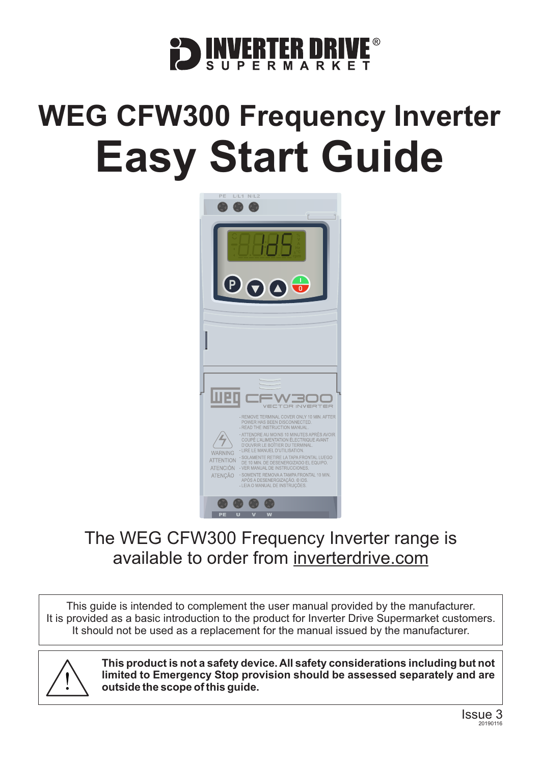INVERTER DRIVE® SUPERMARKET

# WEG CFW300 Frequency Inverter
# Easy Start Guide

The WEG CFW300 Frequency Inverter range is available to order from inverterdrive.com

This guide is intended to complement the user manual provided by the manufacturer. It is provided as a basic introduction to the product for Inverter Drive Supermarket customers. It should not be used as a replacement for the manual issued by the manufacturer.

**This product is not a safety device. All safety considerations including but not limited to Emergency Stop provision should be assessed separately and are outside the scope of this guide.**

Issue 3
20190116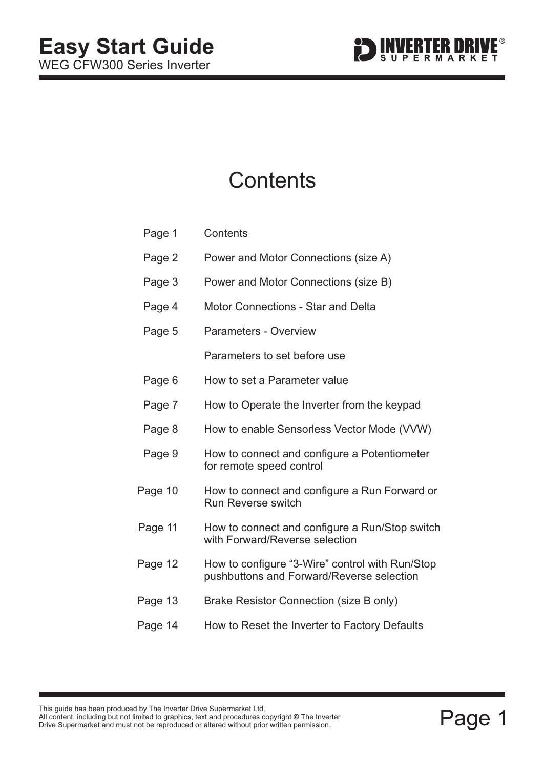# Easy Start Guide

WEG CFW300 Series Inverter

## Contents

| | |
|---|---|
| Page 1 | Contents |
| Page 2 | Power and Motor Connections (size A) |
| Page 3 | Power and Motor Connections (size B) |
| Page 4 | Motor Connections - Star and Delta |
| Page 5 | Parameters - Overview |
| | Parameters to set before use |
| Page 6 | How to set a Parameter value |
| Page 7 | How to Operate the Inverter from the keypad |
| Page 8 | How to enable Sensorless Vector Mode (VVW) |
| Page 9 | How to connect and configure a Potentiometer for remote speed control |
| Page 10 | How to connect and configure a Run Forward or Run Reverse switch |
| Page 11 | How to connect and configure a Run/Stop switch with Forward/Reverse selection |
| Page 12 | How to configure “3-Wire” control with Run/Stop pushbuttons and Forward/Reverse selection |
| Page 13 | Brake Resistor Connection (size B only) |
| Page 14 | How to Reset the Inverter to Factory Defaults |

This guide has been produced by The Inverter Drive Supermarket Ltd.
All content, including but not limited to graphics, text and procedures copyright © The Inverter Drive Supermarket and must not be reproduced or altered without prior written permission.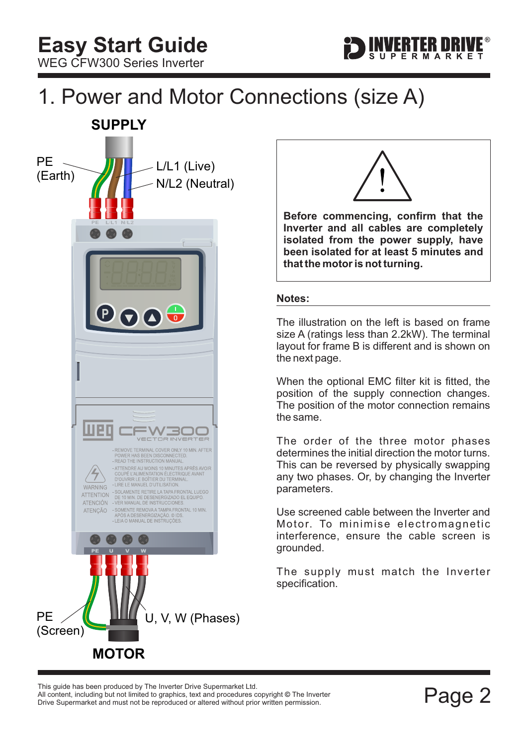# 1. Power and Motor Connections (size A)

**SUPPLY**

PE (Earth)

L/L1 (Live)

N/L2 (Neutral)

PE (Screen)

U, V, W (Phases)

**MOTOR**

**Before commencing, confirm that the Inverter and all cables are completely isolated from the power supply, have been isolated for at least 5 minutes and that the motor is not turning.**

**Notes:**

The illustration on the left is based on frame size A (ratings less than 2.2kW). The terminal layout for frame B is different and is shown on the next page.

When the optional EMC filter kit is fitted, the position of the supply connection changes. The position of the motor connection remains the same.

The order of the three motor phases determines the initial direction the motor turns. This can be reversed by physically swapping any two phases. Or, by changing the Inverter parameters.

Use screened cable between the Inverter and Motor. To minimise electromagnetic interference, ensure the cable screen is grounded.

The supply must match the Inverter specification.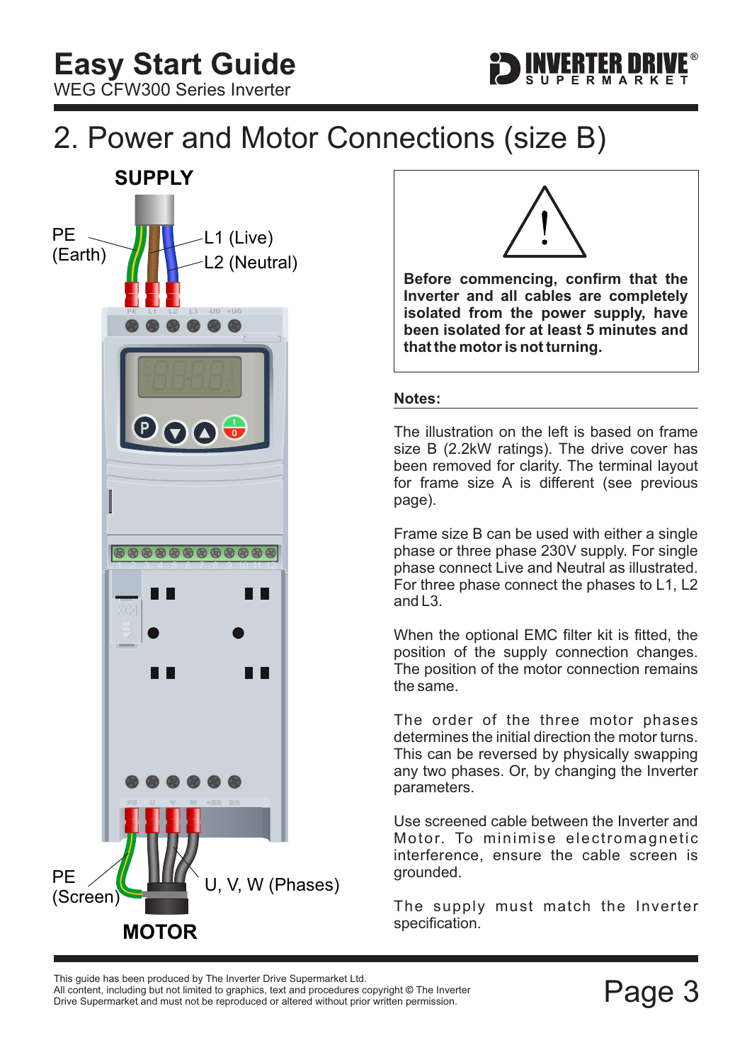# 2. Power and Motor Connections (size B)

**SUPPLY**

PE (Earth)

L1 (Live)

L2 (Neutral)

PE (Screen)

U, V, W (Phases)

**MOTOR**

**Before commencing, confirm that the Inverter and all cables are completely isolated from the power supply, have been isolated for at least 5 minutes and that the motor is not turning.**

**Notes:**

The illustration on the left is based on frame size B (2.2kW ratings). The drive cover has been removed for clarity. The terminal layout for frame size A is different (see previous page).

Frame size B can be used with either a single phase or three phase 230V supply. For single phase connect Live and Neutral as illustrated. For three phase connect the phases to L1, L2 and L3.

When the optional EMC filter kit is fitted, the position of the supply connection changes. The position of the motor connection remains the same.

The order of the three motor phases determines the initial direction the motor turns. This can be reversed by physically swapping any two phases. Or, by changing the Inverter parameters.

Use screened cable between the Inverter and Motor. To minimise electromagnetic interference, ensure the cable screen is grounded.

The supply must match the Inverter specification.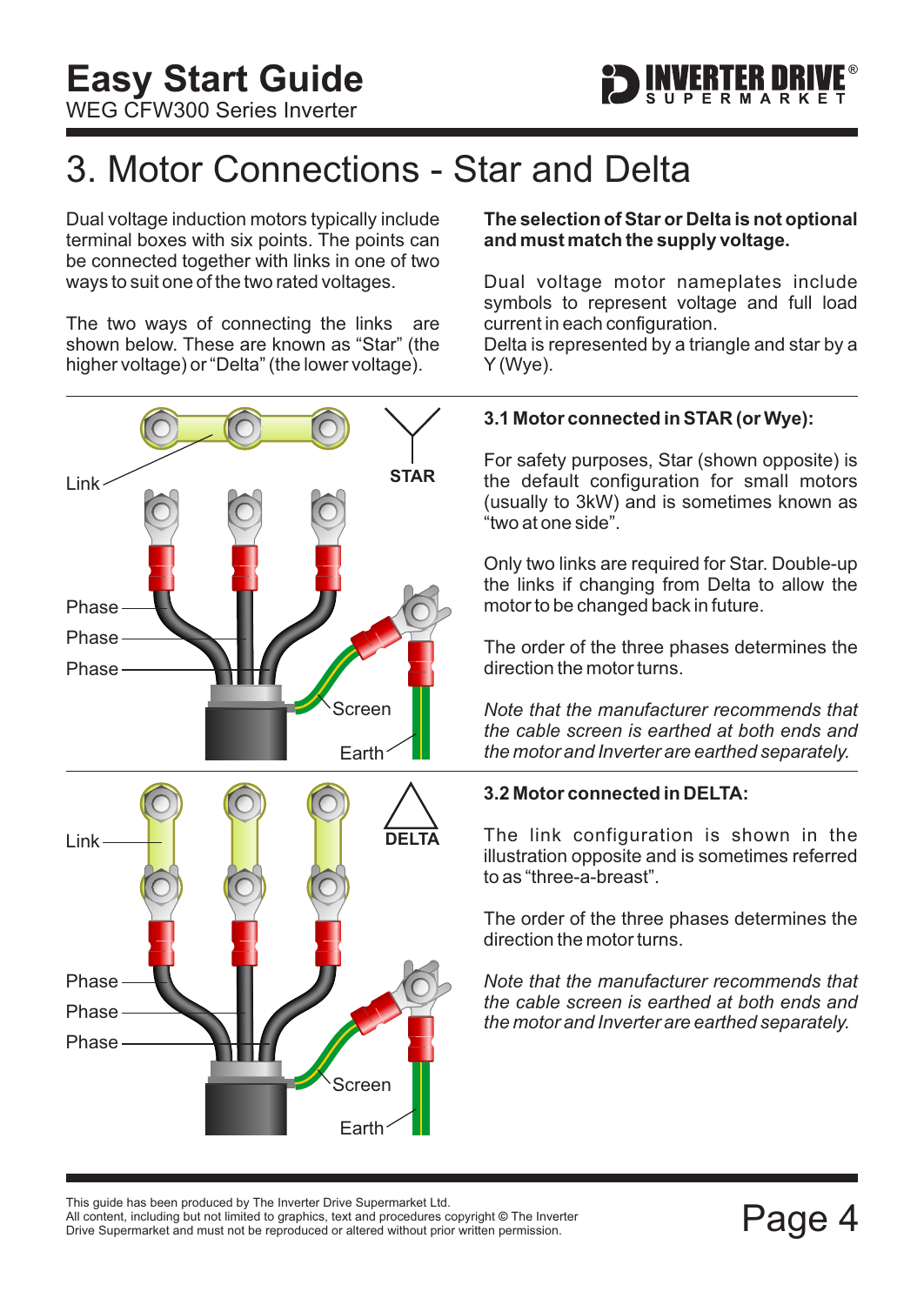# 3. Motor Connections - Star and Delta

Dual voltage induction motors typically include terminal boxes with six points. The points can be connected together with links in one of two ways to suit one of the two rated voltages.

The two ways of connecting the links are shown below. These are known as "Star" (the higher voltage) or "Delta" (the lower voltage).

**The selection of Star or Delta is not optional and must match the supply voltage.**

Dual voltage motor nameplates include symbols to represent voltage and full load current in each configuration.
Delta is represented by a triangle and star by a Y (Wye).

Link

STAR

Phase
Phase
Phase

Screen

Earth

### 3.1 Motor connected in STAR (or Wye):

For safety purposes, Star (shown opposite) is the default configuration for small motors (usually to 3kW) and is sometimes known as "two at one side".

Only two links are required for Star. Double-up the links if changing from Delta to allow the motor to be changed back in future.

The order of the three phases determines the direction the motor turns.

*Note that the manufacturer recommends that the cable screen is earthed at both ends and the motor and Inverter are earthed separately.*

Link

DELTA

Phase
Phase
Phase

Screen

Earth

### 3.2 Motor connected in DELTA:

The link configuration is shown in the illustration opposite and is sometimes referred to as "three-a-breast".

The order of the three phases determines the direction the motor turns.

*Note that the manufacturer recommends that the cable screen is earthed at both ends and the motor and Inverter are earthed separately.*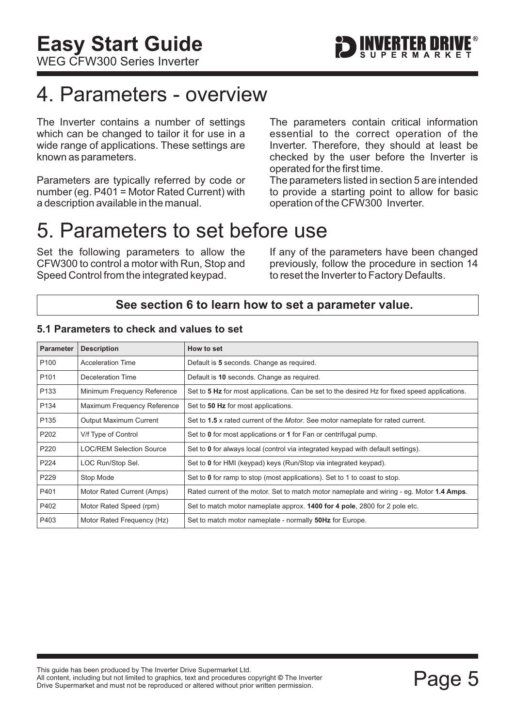# 4. Parameters - overview

The Inverter contains a number of settings which can be changed to tailor it for use in a wide range of applications. These settings are known as parameters.

Parameters are typically referred by code or number (eg. P401 = Motor Rated Current) with a description available in the manual.

The parameters contain critical information essential to the correct operation of the Inverter. Therefore, they should at least be checked by the user before the Inverter is operated for the first time.

The parameters listed in section 5 are intended to provide a starting point to allow for basic operation of the CFW300 Inverter.

# 5. Parameters to set before use

Set the following parameters to allow the CFW300 to control a motor with Run, Stop and Speed Control from the integrated keypad.

If any of the parameters have been changed previously, follow the procedure in section 14 to reset the Inverter to Factory Defaults.

**See section 6 to learn how to set a parameter value.**

### 5.1 Parameters to check and values to set

| Parameter | Description | How to set |
|---|---|---|
| P100 | Acceleration Time | Default is **5** seconds. Change as required. |
| P101 | Deceleration Time | Default is **10** seconds. Change as required. |
| P133 | Minimum Frequency Reference | Set to **5 Hz** for most applications. Can be set to the desired Hz for fixed speed applications. |
| P134 | Maximum Frequency Reference | Set to **50 Hz** for most applications. |
| P135 | Output Maximum Current | Set to **1.5** x rated current of the *Motor*. See motor nameplate for rated current. |
| P202 | V/f Type of Control | Set to **0** for most applications or **1** for Fan or centrifugal pump. |
| P220 | LOC/REM Selection Source | Set to **0** for always local (control via integrated keypad with default settings). |
| P224 | LOC Run/Stop Sel. | Set to **0** for HMI (keypad) keys (Run/Stop via integrated keypad). |
| P229 | Stop Mode | Set to **0** for ramp to stop (most applications). Set to 1 to coast to stop. |
| P401 | Motor Rated Current (Amps) | Rated current of the motor. Set to match motor nameplate and wiring - eg. Motor **1.4 Amps**. |
| P402 | Motor Rated Speed (rpm) | Set to match motor nameplate approx. **1400 for 4 pole**, 2800 for 2 pole etc. |
| P403 | Motor Rated Frequency (Hz) | Set to match motor nameplate - normally **50Hz** for Europe. |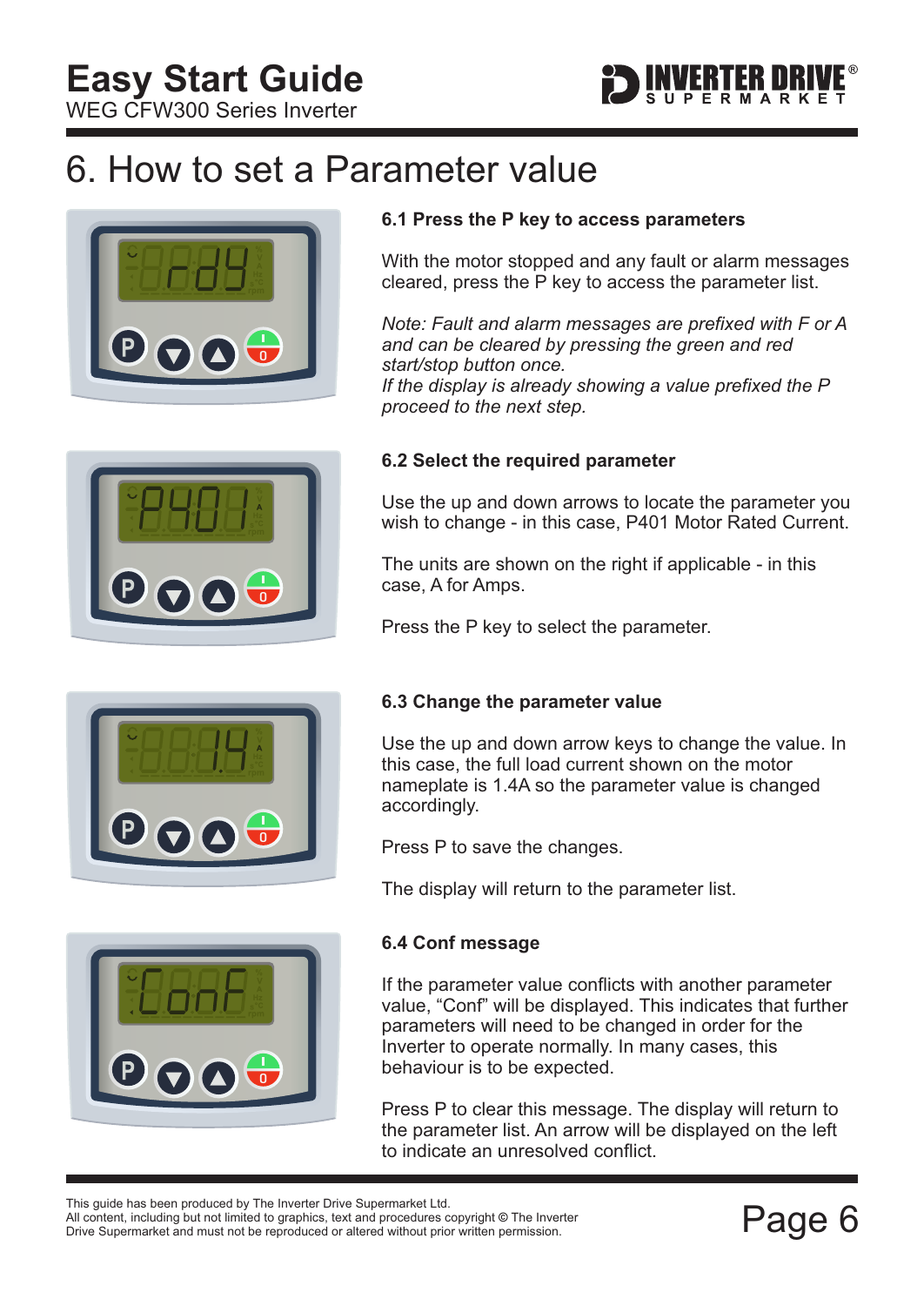# 6. How to set a Parameter value

### 6.1 Press the P key to access parameters

With the motor stopped and any fault or alarm messages cleared, press the P key to access the parameter list.

*Note: Fault and alarm messages are prefixed with F or A and can be cleared by pressing the green and red start/stop button once.*
*If the display is already showing a value prefixed the P proceed to the next step.*

### 6.2 Select the required parameter

Use the up and down arrows to locate the parameter you wish to change - in this case, P401 Motor Rated Current.

The units are shown on the right if applicable - in this case, A for Amps.

Press the P key to select the parameter.

### 6.3 Change the parameter value

Use the up and down arrow keys to change the value. In this case, the full load current shown on the motor nameplate is 1.4A so the parameter value is changed accordingly.

Press P to save the changes.

The display will return to the parameter list.

### 6.4 Conf message

If the parameter value conflicts with another parameter value, “Conf” will be displayed. This indicates that further parameters will need to be changed in order for the Inverter to operate normally. In many cases, this behaviour is to be expected.

Press P to clear this message. The display will return to the parameter list. An arrow will be displayed on the left to indicate an unresolved conflict.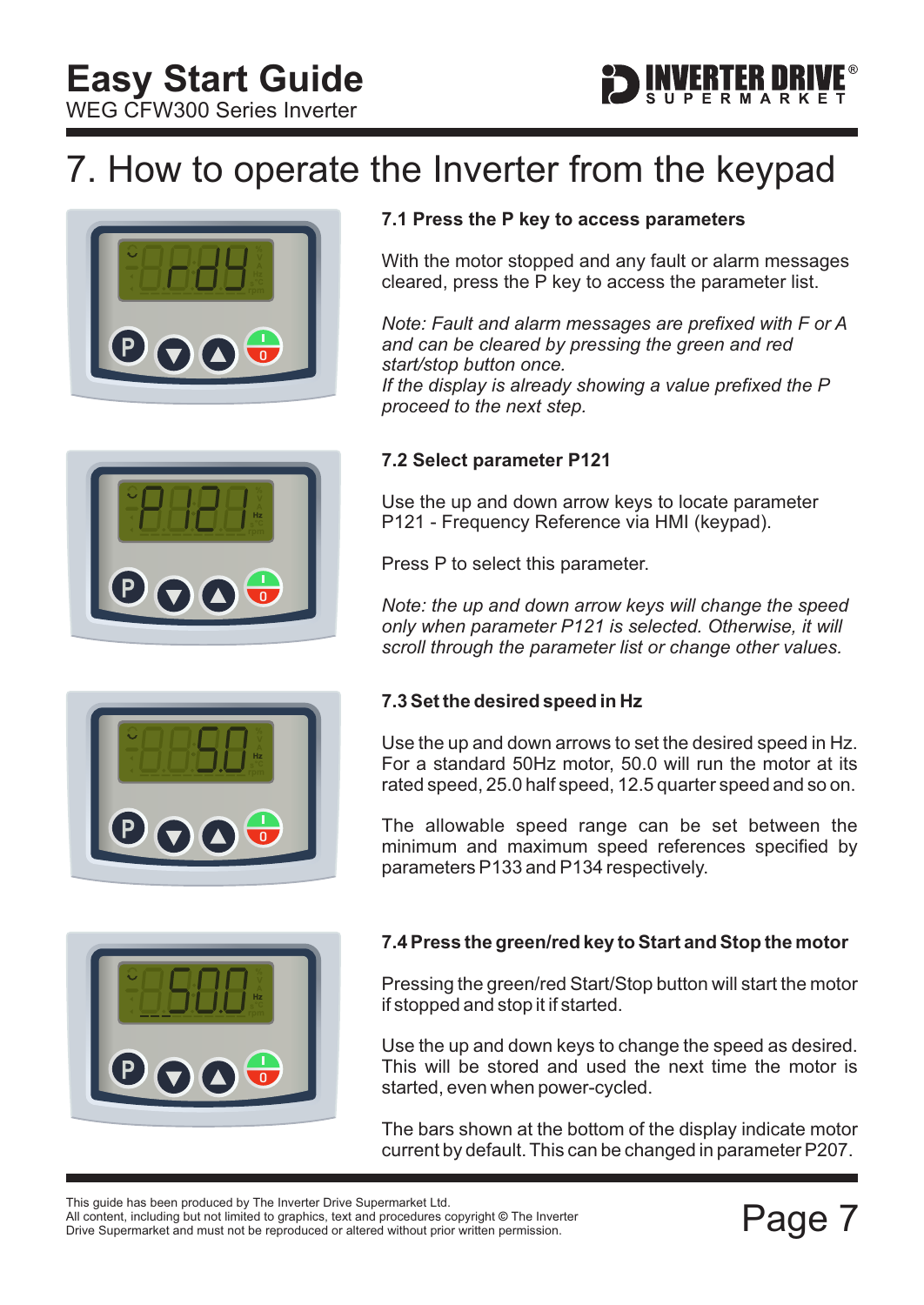# 7. How to operate the Inverter from the keypad

### 7.1 Press the P key to access parameters

With the motor stopped and any fault or alarm messages cleared, press the P key to access the parameter list.

*Note: Fault and alarm messages are prefixed with F or A and can be cleared by pressing the green and red start/stop button once.*
*If the display is already showing a value prefixed the P proceed to the next step.*

### 7.2 Select parameter P121

Use the up and down arrow keys to locate parameter P121 - Frequency Reference via HMI (keypad).

Press P to select this parameter.

*Note: the up and down arrow keys will change the speed only when parameter P121 is selected. Otherwise, it will scroll through the parameter list or change other values.*

### 7.3 Set the desired speed in Hz

Use the up and down arrows to set the desired speed in Hz. For a standard 50Hz motor, 50.0 will run the motor at its rated speed, 25.0 half speed, 12.5 quarter speed and so on.

The allowable speed range can be set between the minimum and maximum speed references specified by parameters P133 and P134 respectively.

### 7.4 Press the green/red key to Start and Stop the motor

Pressing the green/red Start/Stop button will start the motor if stopped and stop it if started.

Use the up and down keys to change the speed as desired. This will be stored and used the next time the motor is started, even when power-cycled.

The bars shown at the bottom of the display indicate motor current by default. This can be changed in parameter P207.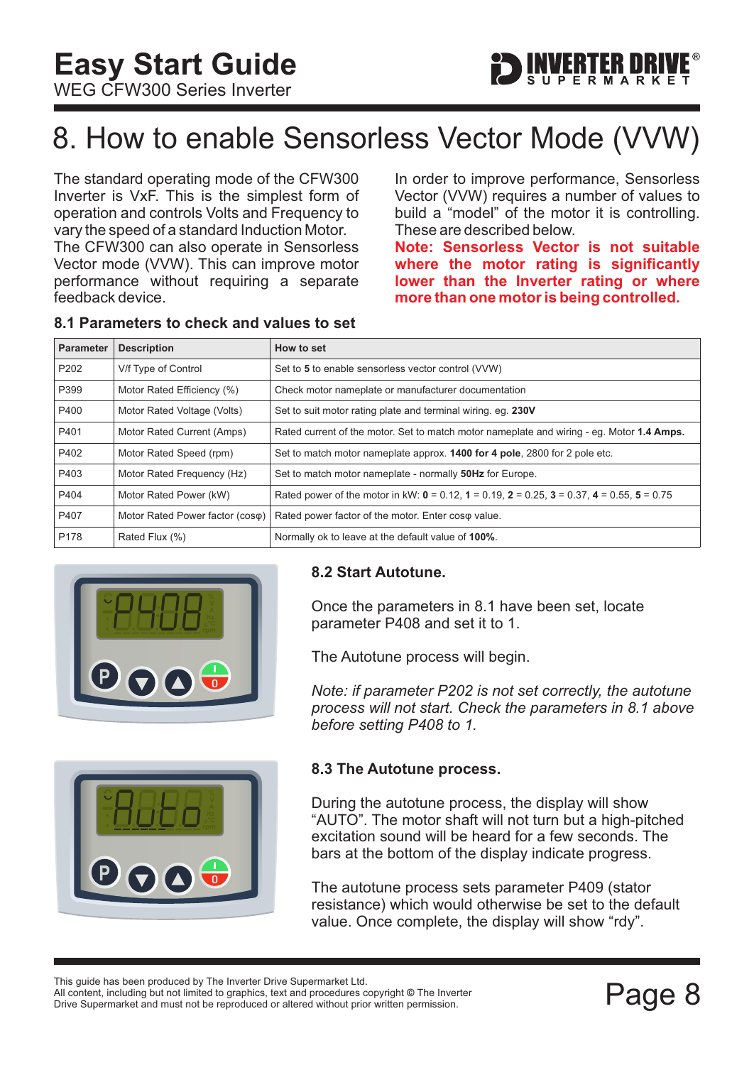# 8. How to enable Sensorless Vector Mode (VVW)

The standard operating mode of the CFW300 Inverter is VxF. This is the simplest form of operation and controls Volts and Frequency to vary the speed of a standard Induction Motor. The CFW300 can also operate in Sensorless Vector mode (VVW). This can improve motor performance without requiring a separate feedback device.

In order to improve performance, Sensorless Vector (VVW) requires a number of values to build a "model" of the motor it is controlling. These are described below.

**Note: Sensorless Vector is not suitable where the motor rating is significantly lower than the Inverter rating or where more than one motor is being controlled.**

## 8.1 Parameters to check and values to set

| Parameter | Description | How to set |
|---|---|---|
| P202 | V/f Type of Control | Set to **5** to enable sensorless vector control (VVW) |
| P399 | Motor Rated Efficiency (%) | Check motor nameplate or manufacturer documentation |
| P400 | Motor Rated Voltage (Volts) | Set to suit motor rating plate and terminal wiring. eg. **230V** |
| P401 | Motor Rated Current (Amps) | Rated current of the motor. Set to match motor nameplate and wiring - eg. Motor **1.4 Amps.** |
| P402 | Motor Rated Speed (rpm) | Set to match motor nameplate approx. **1400 for 4 pole**, 2800 for 2 pole etc. |
| P403 | Motor Rated Frequency (Hz) | Set to match motor nameplate - normally **50Hz** for Europe. |
| P404 | Motor Rated Power (kW) | Rated power of the motor in kW: **0** = 0.12, **1** = 0.19, **2** = 0.25, **3** = 0.37, **4** = 0.55, **5** = 0.75 |
| P407 | Motor Rated Power factor (cosφ) | Rated power factor of the motor. Enter cosφ value. |
| P178 | Rated Flux (%) | Normally ok to leave at the default value of **100%**. |

## 8.2 Start Autotune.

Once the parameters in 8.1 have been set, locate parameter P408 and set it to 1.

The Autotune process will begin.

*Note: if parameter P202 is not set correctly, the autotune process will not start. Check the parameters in 8.1 above before setting P408 to 1.*

## 8.3 The Autotune process.

During the autotune process, the display will show "AUTO". The motor shaft will not turn but a high-pitched excitation sound will be heard for a few seconds. The bars at the bottom of the display indicate progress.

The autotune process sets parameter P409 (stator resistance) which would otherwise be set to the default value. Once complete, the display will show "rdy".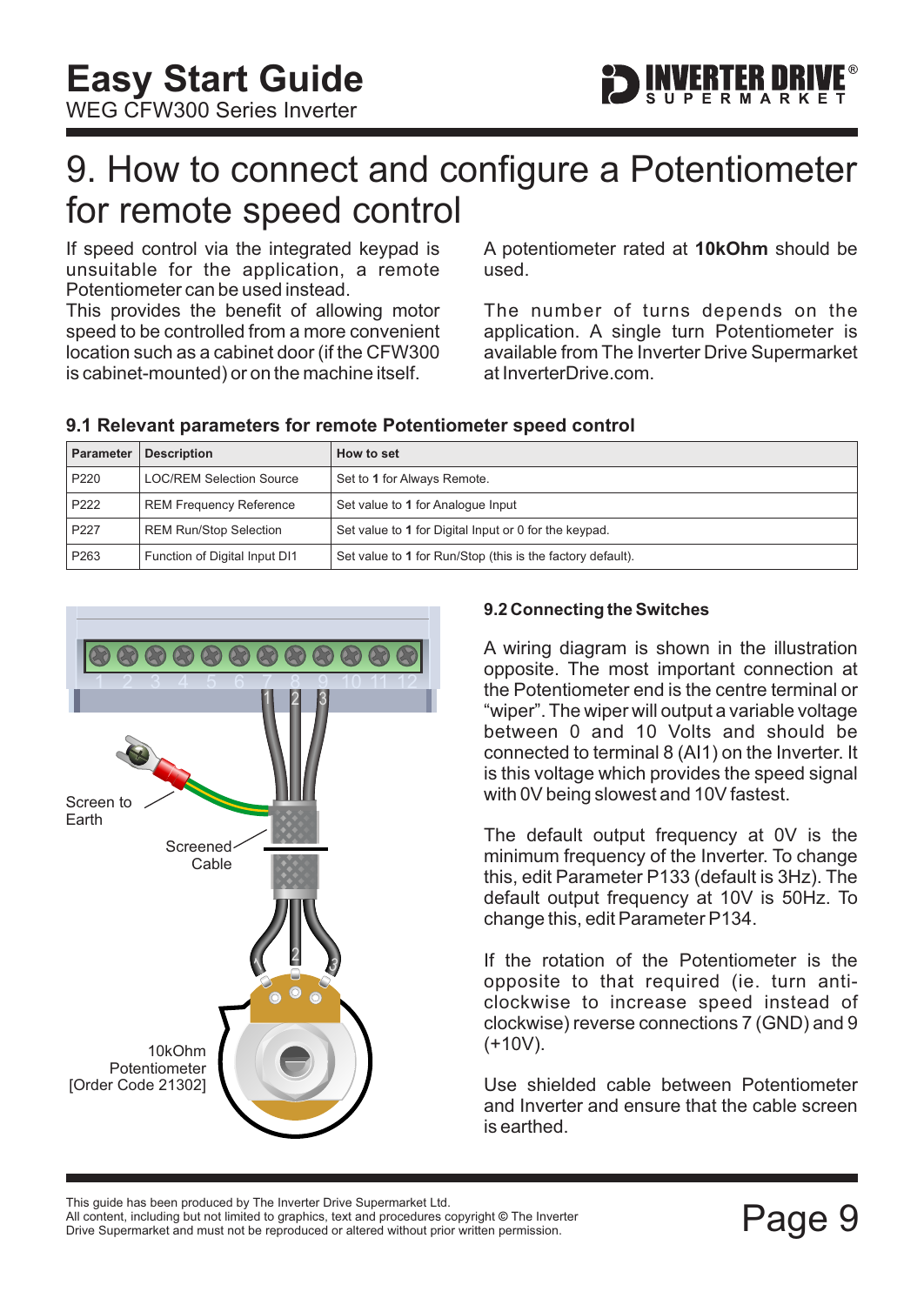# 9. How to connect and configure a Potentiometer for remote speed control

If speed control via the integrated keypad is unsuitable for the application, a remote Potentiometer can be used instead.
This provides the benefit of allowing motor speed to be controlled from a more convenient location such as a cabinet door (if the CFW300 is cabinet-mounted) or on the machine itself.

A potentiometer rated at **10kOhm** should be used.

The number of turns depends on the application. A single turn Potentiometer is available from The Inverter Drive Supermarket at InverterDrive.com.

### 9.1 Relevant parameters for remote Potentiometer speed control

| Parameter | Description | How to set |
|---|---|---|
| P220 | LOC/REM Selection Source | Set to **1** for Always Remote. |
| P222 | REM Frequency Reference | Set value to **1** for Analogue Input |
| P227 | REM Run/Stop Selection | Set value to **1** for Digital Input or 0 for the keypad. |
| P263 | Function of Digital Input DI1 | Set value to **1** for Run/Stop (this is the factory default). |

Screen to Earth

Screened Cable

10kOhm Potentiometer [Order Code 21302]

### 9.2 Connecting the Switches

A wiring diagram is shown in the illustration opposite. The most important connection at the Potentiometer end is the centre terminal or "wiper". The wiper will output a variable voltage between 0 and 10 Volts and should be connected to terminal 8 (AI1) on the Inverter. It is this voltage which provides the speed signal with 0V being slowest and 10V fastest.

The default output frequency at 0V is the minimum frequency of the Inverter. To change this, edit Parameter P133 (default is 3Hz). The default output frequency at 10V is 50Hz. To change this, edit Parameter P134.

If the rotation of the Potentiometer is the opposite to that required (ie. turn anti-clockwise to increase speed instead of clockwise) reverse connections 7 (GND) and 9 (+10V).

Use shielded cable between Potentiometer and Inverter and ensure that the cable screen is earthed.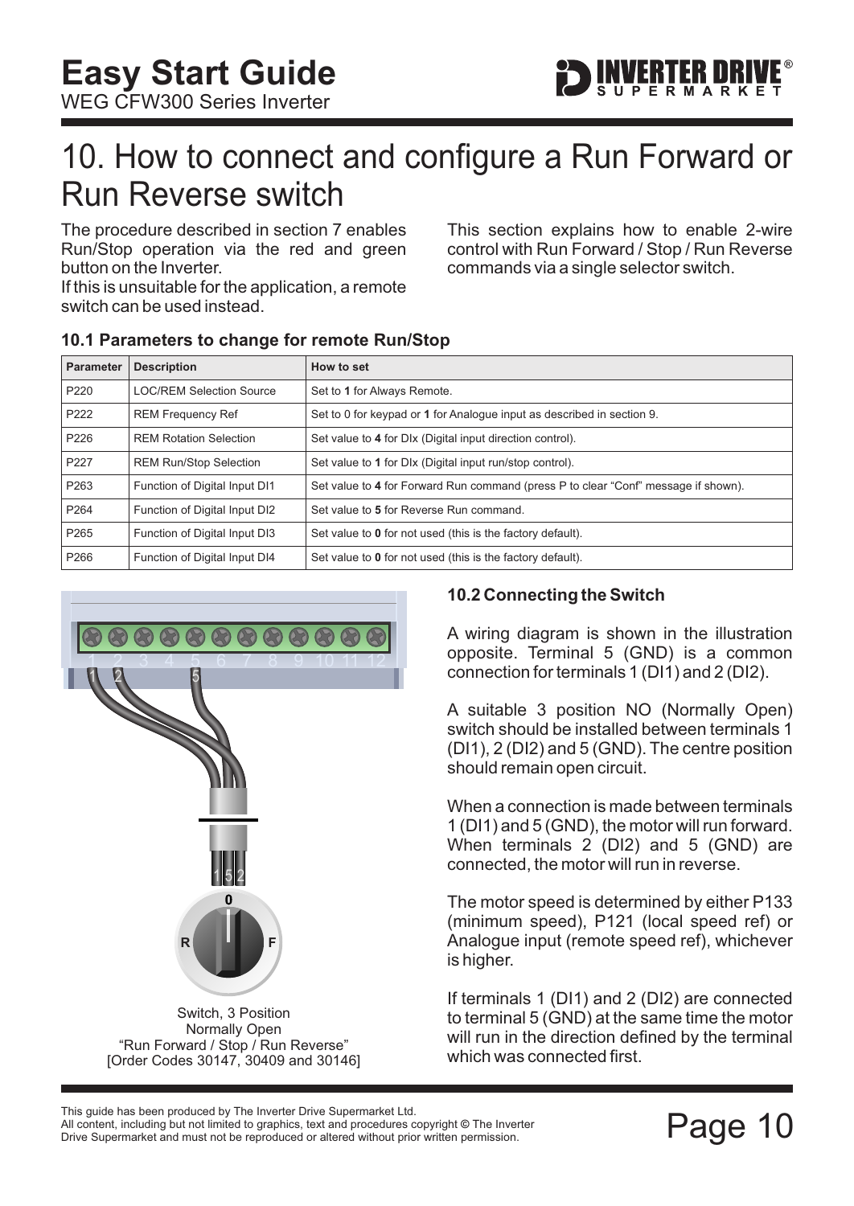# 10. How to connect and configure a Run Forward or Run Reverse switch

The procedure described in section 7 enables Run/Stop operation via the red and green button on the Inverter.
If this is unsuitable for the application, a remote switch can be used instead.

This section explains how to enable 2-wire control with Run Forward / Stop / Run Reverse commands via a single selector switch.

### 10.1 Parameters to change for remote Run/Stop

| Parameter | Description | How to set |
|---|---|---|
| P220 | LOC/REM Selection Source | Set to **1** for Always Remote. |
| P222 | REM Frequency Ref | Set to 0 for keypad or **1** for Analogue input as described in section 9. |
| P226 | REM Rotation Selection | Set value to **4** for DIx (Digital input direction control). |
| P227 | REM Run/Stop Selection | Set value to **1** for DIx (Digital input run/stop control). |
| P263 | Function of Digital Input DI1 | Set value to **4** for Forward Run command (press P to clear "Conf" message if shown). |
| P264 | Function of Digital Input DI2 | Set value to **5** for Reverse Run command. |
| P265 | Function of Digital Input DI3 | Set value to **0** for not used (this is the factory default). |
| P266 | Function of Digital Input DI4 | Set value to **0** for not used (this is the factory default). |

Switch, 3 Position
Normally Open
"Run Forward / Stop / Run Reverse"
[Order Codes 30147, 30409 and 30146]

### 10.2 Connecting the Switch

A wiring diagram is shown in the illustration opposite. Terminal 5 (GND) is a common connection for terminals 1 (DI1) and 2 (DI2).

A suitable 3 position NO (Normally Open) switch should be installed between terminals 1 (DI1), 2 (DI2) and 5 (GND). The centre position should remain open circuit.

When a connection is made between terminals 1 (DI1) and 5 (GND), the motor will run forward. When terminals 2 (DI2) and 5 (GND) are connected, the motor will run in reverse.

The motor speed is determined by either P133 (minimum speed), P121 (local speed ref) or Analogue input (remote speed ref), whichever is higher.

If terminals 1 (DI1) and 2 (DI2) are connected to terminal 5 (GND) at the same time the motor will run in the direction defined by the terminal which was connected first.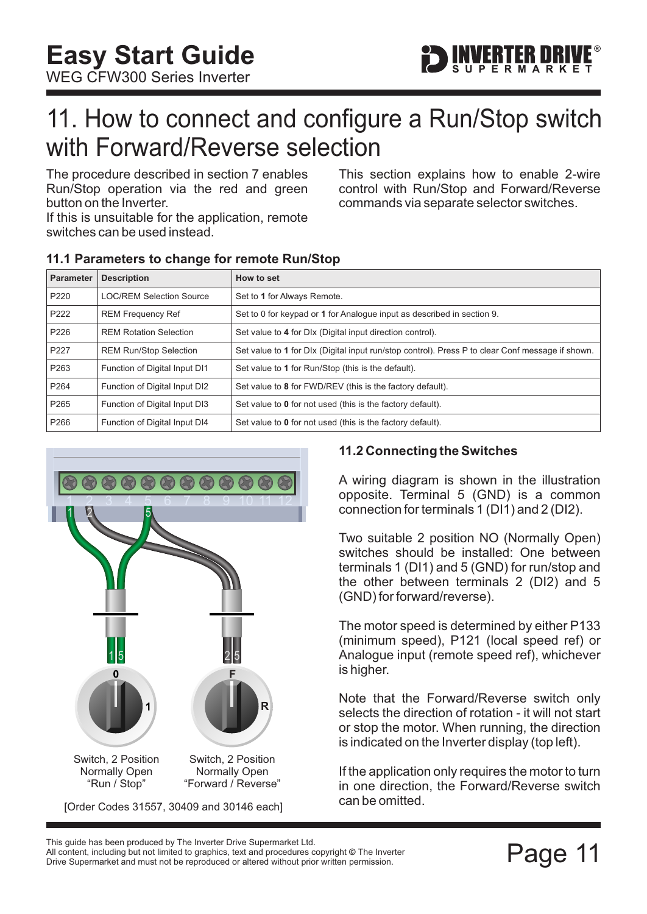# 11. How to connect and configure a Run/Stop switch with Forward/Reverse selection

The procedure described in section 7 enables Run/Stop operation via the red and green button on the Inverter.
If this is unsuitable for the application, remote switches can be used instead.

This section explains how to enable 2-wire control with Run/Stop and Forward/Reverse commands via separate selector switches.

### 11.1 Parameters to change for remote Run/Stop

| Parameter | Description | How to set |
|---|---|---|
| P220 | LOC/REM Selection Source | Set to **1** for Always Remote. |
| P222 | REM Frequency Ref | Set to 0 for keypad or **1** for Analogue input as described in section 9. |
| P226 | REM Rotation Selection | Set value to **4** for DIx (Digital input direction control). |
| P227 | REM Run/Stop Selection | Set value to **1** for DIx (Digital input run/stop control). Press P to clear Conf message if shown. |
| P263 | Function of Digital Input DI1 | Set value to **1** for Run/Stop (this is the default). |
| P264 | Function of Digital Input DI2 | Set value to **8** for FWD/REV (this is the factory default). |
| P265 | Function of Digital Input DI3 | Set value to **0** for not used (this is the factory default). |
| P266 | Function of Digital Input DI4 | Set value to **0** for not used (this is the factory default). |

Switch, 2 Position Normally Open "Run / Stop"

Switch, 2 Position Normally Open "Forward / Reverse"

[Order Codes 31557, 30409 and 30146 each]

### 11.2 Connecting the Switches

A wiring diagram is shown in the illustration opposite. Terminal 5 (GND) is a common connection for terminals 1 (DI1) and 2 (DI2).

Two suitable 2 position NO (Normally Open) switches should be installed: One between terminals 1 (DI1) and 5 (GND) for run/stop and the other between terminals 2 (DI2) and 5 (GND) for forward/reverse.

The motor speed is determined by either P133 (minimum speed), P121 (local speed ref) or Analogue input (remote speed ref), whichever is higher.

Note that the Forward/Reverse switch only selects the direction of rotation - it will not start or stop the motor. When running, the direction is indicated on the Inverter display (top left).

If the application only requires the motor to turn in one direction, the Forward/Reverse switch can be omitted.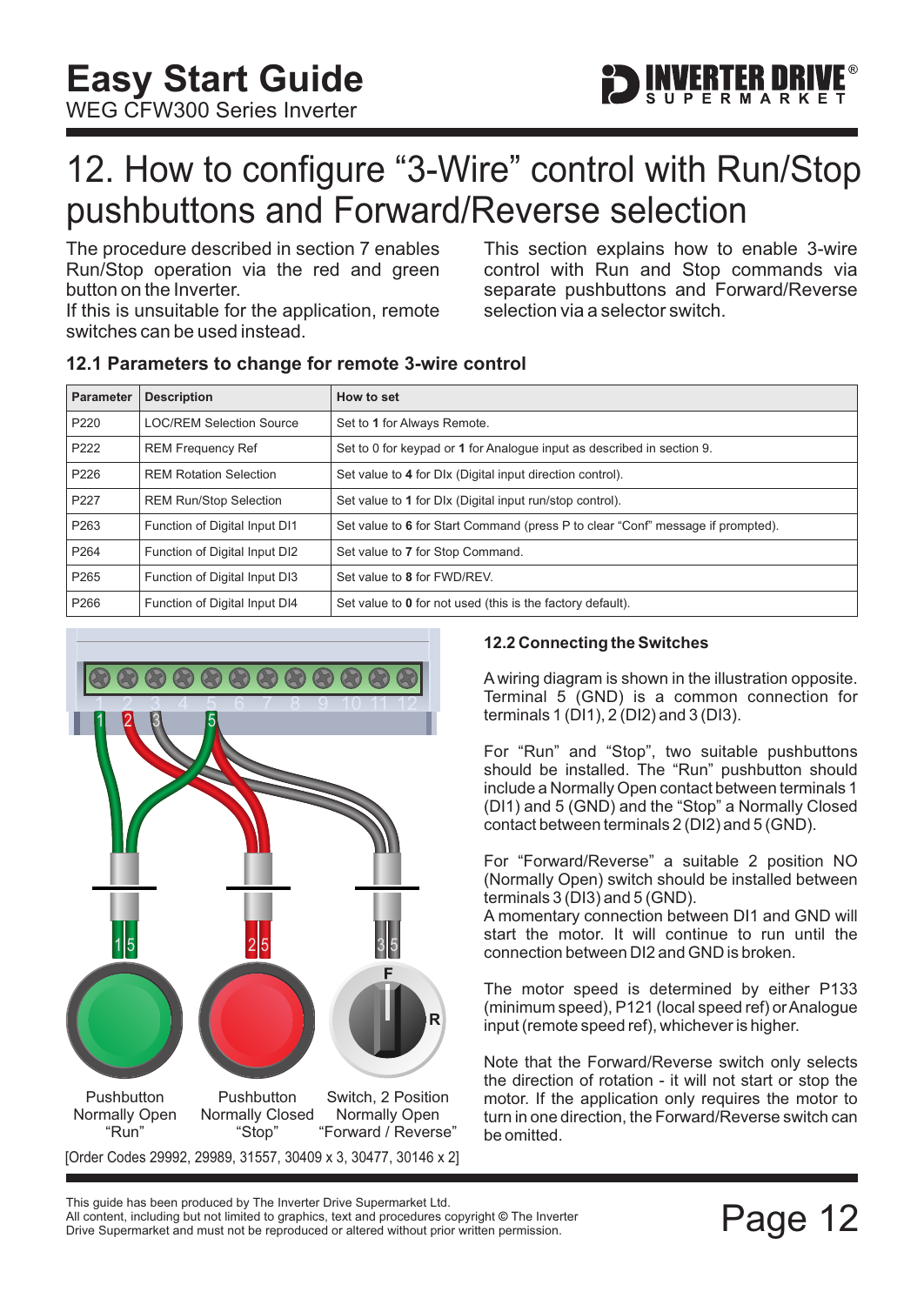# Easy Start Guide

WEG CFW300 Series Inverter

## 12. How to configure “3-Wire” control with Run/Stop pushbuttons and Forward/Reverse selection

The procedure described in section 7 enables Run/Stop operation via the red and green button on the Inverter.
If this is unsuitable for the application, remote switches can be used instead.

This section explains how to enable 3-wire control with Run and Stop commands via separate pushbuttons and Forward/Reverse selection via a selector switch.

### 12.1 Parameters to change for remote 3-wire control

| Parameter | Description | How to set |
|---|---|---|
| P220 | LOC/REM Selection Source | Set to **1** for Always Remote. |
| P222 | REM Frequency Ref | Set to 0 for keypad or **1** for Analogue input as described in section 9. |
| P226 | REM Rotation Selection | Set value to **4** for DIx (Digital input direction control). |
| P227 | REM Run/Stop Selection | Set value to **1** for DIx (Digital input run/stop control). |
| P263 | Function of Digital Input DI1 | Set value to **6** for Start Command (press P to clear “Conf” message if prompted). |
| P264 | Function of Digital Input DI2 | Set value to **7** for Stop Command. |
| P265 | Function of Digital Input DI3 | Set value to **8** for FWD/REV. |
| P266 | Function of Digital Input DI4 | Set value to **0** for not used (this is the factory default). |

Pushbutton Normally Open “Run” — Pushbutton Normally Closed “Stop” — Switch, 2 Position Normally Open “Forward / Reverse”

[Order Codes 29992, 29989, 31557, 30409 x 3, 30477, 30146 x 2]

### 12.2 Connecting the Switches

A wiring diagram is shown in the illustration opposite. Terminal 5 (GND) is a common connection for terminals 1 (DI1), 2 (DI2) and 3 (DI3).

For “Run” and “Stop”, two suitable pushbuttons should be installed. The “Run” pushbutton should include a Normally Open contact between terminals 1 (DI1) and 5 (GND) and the “Stop” a Normally Closed contact between terminals 2 (DI2) and 5 (GND).

For “Forward/Reverse” a suitable 2 position NO (Normally Open) switch should be installed between terminals 3 (DI3) and 5 (GND).
A momentary connection between DI1 and GND will start the motor. It will continue to run until the connection between DI2 and GND is broken.

The motor speed is determined by either P133 (minimum speed), P121 (local speed ref) or Analogue input (remote speed ref), whichever is higher.

Note that the Forward/Reverse switch only selects the direction of rotation - it will not start or stop the motor. If the application only requires the motor to turn in one direction, the Forward/Reverse switch can be omitted.

This guide has been produced by The Inverter Drive Supermarket Ltd.
All content, including but not limited to graphics, text and procedures copyright © The Inverter Drive Supermarket and must not be reproduced or altered without prior written permission.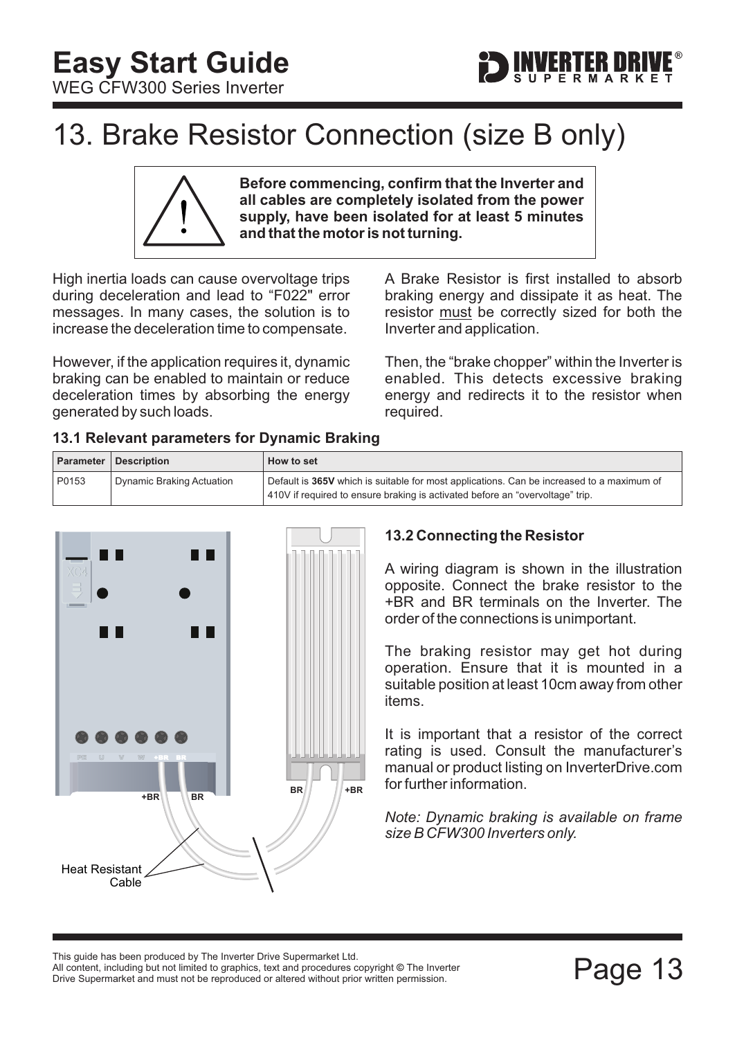# 13. Brake Resistor Connection (size B only)

**Before commencing, confirm that the Inverter and all cables are completely isolated from the power supply, have been isolated for at least 5 minutes and that the motor is not turning.**

High inertia loads can cause overvoltage trips during deceleration and lead to “F022" error messages. In many cases, the solution is to increase the deceleration time to compensate.

However, if the application requires it, dynamic braking can be enabled to maintain or reduce deceleration times by absorbing the energy generated by such loads.

A Brake Resistor is first installed to absorb braking energy and dissipate it as heat. The resistor must be correctly sized for both the Inverter and application.

Then, the “brake chopper” within the Inverter is enabled. This detects excessive braking energy and redirects it to the resistor when required.

### 13.1 Relevant parameters for Dynamic Braking

| Parameter | Description | How to set |
|---|---|---|
| P0153 | Dynamic Braking Actuation | Default is **365V** which is suitable for most applications. Can be increased to a maximum of 410V if required to ensure braking is activated before an “overvoltage” trip. |

+BR BR

BR +BR

Heat Resistant Cable

### 13.2 Connecting the Resistor

A wiring diagram is shown in the illustration opposite. Connect the brake resistor to the +BR and BR terminals on the Inverter. The order of the connections is unimportant.

The braking resistor may get hot during operation. Ensure that it is mounted in a suitable position at least 10cm away from other items.

It is important that a resistor of the correct rating is used. Consult the manufacturer’s manual or product listing on InverterDrive.com for further information.

*Note: Dynamic braking is available on frame size B CFW300 Inverters only.*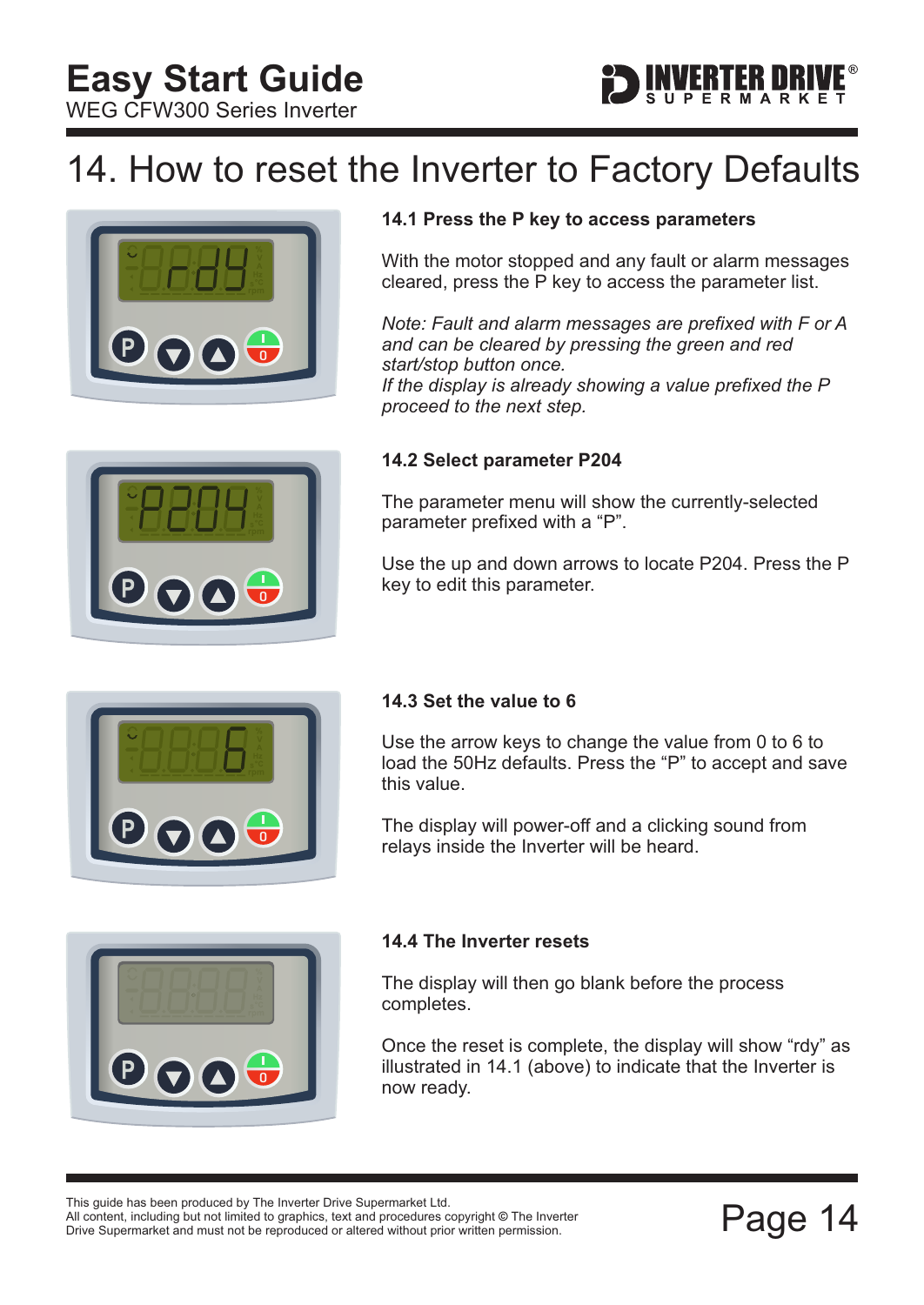# 14. How to reset the Inverter to Factory Defaults

### 14.1 Press the P key to access parameters

With the motor stopped and any fault or alarm messages cleared, press the P key to access the parameter list.

*Note: Fault and alarm messages are prefixed with F or A and can be cleared by pressing the green and red start/stop button once.*
*If the display is already showing a value prefixed the P proceed to the next step.*

### 14.2 Select parameter P204

The parameter menu will show the currently-selected parameter prefixed with a “P”.

Use the up and down arrows to locate P204. Press the P key to edit this parameter.

### 14.3 Set the value to 6

Use the arrow keys to change the value from 0 to 6 to load the 50Hz defaults. Press the “P” to accept and save this value.

The display will power-off and a clicking sound from relays inside the Inverter will be heard.

### 14.4 The Inverter resets

The display will then go blank before the process completes.

Once the reset is complete, the display will show “rdy” as illustrated in 14.1 (above) to indicate that the Inverter is now ready.

This guide has been produced by The Inverter Drive Supermarket Ltd.
All content, including but not limited to graphics, text and procedures copyright © The Inverter Drive Supermarket and must not be reproduced or altered without prior written permission.